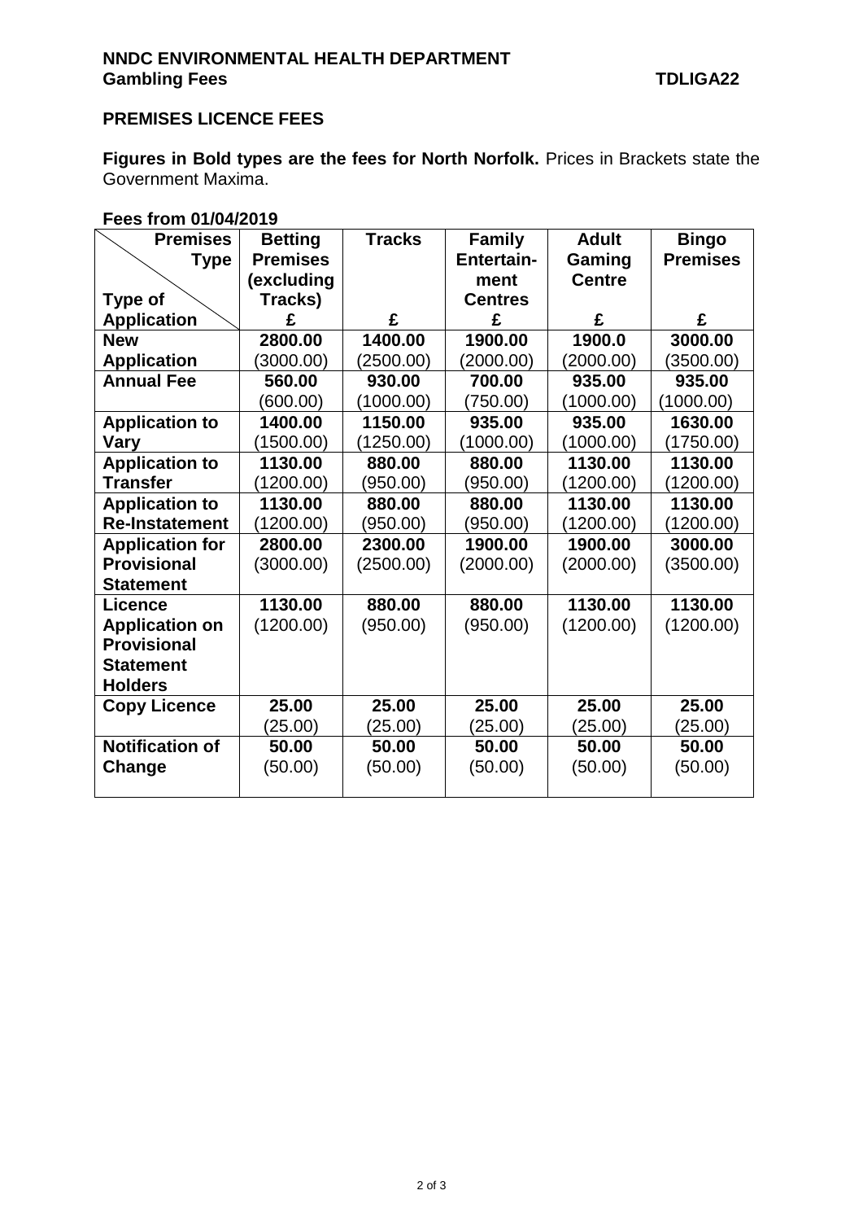**NNDC ENVIRONMENTAL HEALTH DEPARTMENT**
**Gambling Fees** **TDLIGA22**

## PREMISES LICENCE FEES

**Figures in Bold types are the fees for North Norfolk.** Prices in Brackets state the Government Maxima.

**Fees from 01/04/2019**

| Premises Type / Type of Application | Betting Premises (excluding Tracks) £ | Tracks £ | Family Entertain-ment Centres £ | Adult Gaming Centre £ | Bingo Premises £ |
|---|---|---|---|---|---|
| **New Application** | **2800.00** (3000.00) | **1400.00** (2500.00) | **1900.00** (2000.00) | **1900.0** (2000.00) | **3000.00** (3500.00) |
| **Annual Fee** | **560.00** (600.00) | **930.00** (1000.00) | **700.00** (750.00) | **935.00** (1000.00) | **935.00** (1000.00) |
| **Application to Vary** | **1400.00** (1500.00) | **1150.00** (1250.00) | **935.00** (1000.00) | **935.00** (1000.00) | **1630.00** (1750.00) |
| **Application to Transfer** | **1130.00** (1200.00) | **880.00** (950.00) | **880.00** (950.00) | **1130.00** (1200.00) | **1130.00** (1200.00) |
| **Application to Re-Instatement** | **1130.00** (1200.00) | **880.00** (950.00) | **880.00** (950.00) | **1130.00** (1200.00) | **1130.00** (1200.00) |
| **Application for Provisional Statement** | **2800.00** (3000.00) | **2300.00** (2500.00) | **1900.00** (2000.00) | **1900.00** (2000.00) | **3000.00** (3500.00) |
| **Licence Application on Provisional Statement Holders** | **1130.00** (1200.00) | **880.00** (950.00) | **880.00** (950.00) | **1130.00** (1200.00) | **1130.00** (1200.00) |
| **Copy Licence** | **25.00** (25.00) | **25.00** (25.00) | **25.00** (25.00) | **25.00** (25.00) | **25.00** (25.00) |
| **Notification of Change** | **50.00** (50.00) | **50.00** (50.00) | **50.00** (50.00) | **50.00** (50.00) | **50.00** (50.00) |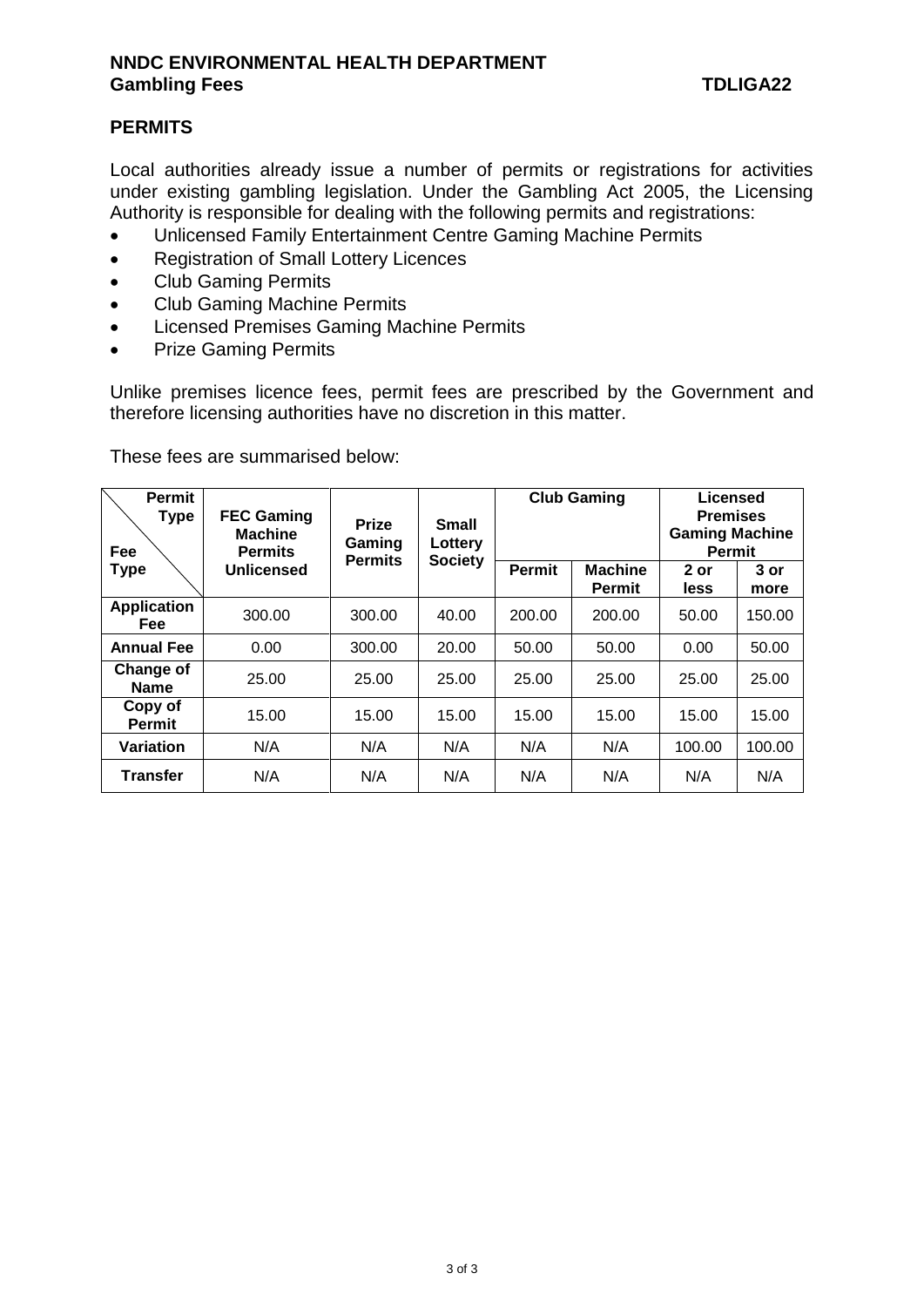## PERMITS

Local authorities already issue a number of permits or registrations for activities under existing gambling legislation. Under the Gambling Act 2005, the Licensing Authority is responsible for dealing with the following permits and registrations:

- Unlicensed Family Entertainment Centre Gaming Machine Permits
- Registration of Small Lottery Licences
- Club Gaming Permits
- Club Gaming Machine Permits
- Licensed Premises Gaming Machine Permits
- Prize Gaming Permits

Unlike premises licence fees, permit fees are prescribed by the Government and therefore licensing authorities have no discretion in this matter.

These fees are summarised below:

| Permit Type / Fee Type | FEC Gaming Machine Permits Unlicensed | Prize Gaming Permits | Small Lottery Society | Club Gaming | | Licensed Premises Gaming Machine Permit | |
|---|---|---|---|---|---|---|---|
| | | | | Permit | Machine Permit | 2 or less | 3 or more |
| **Application Fee** | 300.00 | 300.00 | 40.00 | 200.00 | 200.00 | 50.00 | 150.00 |
| **Annual Fee** | 0.00 | 300.00 | 20.00 | 50.00 | 50.00 | 0.00 | 50.00 |
| **Change of Name** | 25.00 | 25.00 | 25.00 | 25.00 | 25.00 | 25.00 | 25.00 |
| **Copy of Permit** | 15.00 | 15.00 | 15.00 | 15.00 | 15.00 | 15.00 | 15.00 |
| **Variation** | N/A | N/A | N/A | N/A | N/A | 100.00 | 100.00 |
| **Transfer** | N/A | N/A | N/A | N/A | N/A | N/A | N/A |